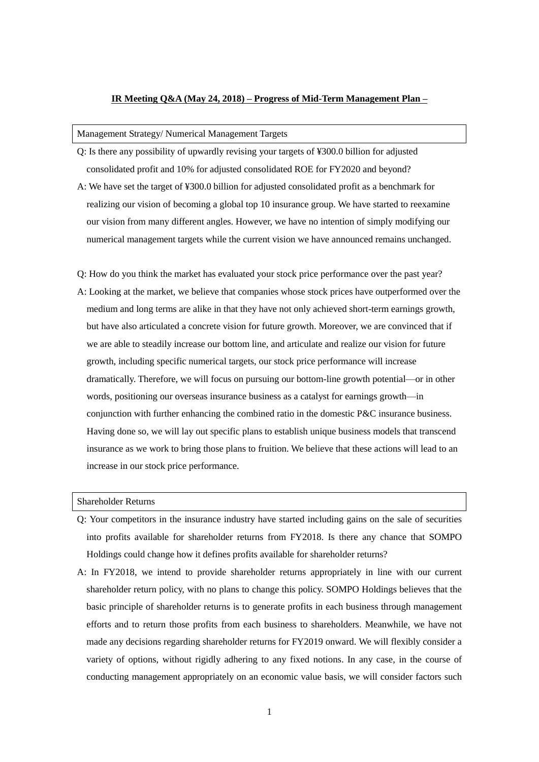# IR Meeting Q&A (May 24, 2018) – Progress of Mid-Term Management Plan –

## Management Strategy/ Numerical Management Targets

Q: Is there any possibility of upwardly revising your targets of ¥300.0 billion for adjusted consolidated profit and 10% for adjusted consolidated ROE for FY2020 and beyond?

A: We have set the target of ¥300.0 billion for adjusted consolidated profit as a benchmark for realizing our vision of becoming a global top 10 insurance group. We have started to reexamine our vision from many different angles. However, we have no intention of simply modifying our numerical management targets while the current vision we have announced remains unchanged.

Q: How do you think the market has evaluated your stock price performance over the past year?

A: Looking at the market, we believe that companies whose stock prices have outperformed over the medium and long terms are alike in that they have not only achieved short-term earnings growth, but have also articulated a concrete vision for future growth. Moreover, we are convinced that if we are able to steadily increase our bottom line, and articulate and realize our vision for future growth, including specific numerical targets, our stock price performance will increase dramatically. Therefore, we will focus on pursuing our bottom-line growth potential—or in other words, positioning our overseas insurance business as a catalyst for earnings growth—in conjunction with further enhancing the combined ratio in the domestic P&C insurance business. Having done so, we will lay out specific plans to establish unique business models that transcend insurance as we work to bring those plans to fruition. We believe that these actions will lead to an increase in our stock price performance.

## Shareholder Returns

Q: Your competitors in the insurance industry have started including gains on the sale of securities into profits available for shareholder returns from FY2018. Is there any chance that SOMPO Holdings could change how it defines profits available for shareholder returns?

A: In FY2018, we intend to provide shareholder returns appropriately in line with our current shareholder return policy, with no plans to change this policy. SOMPO Holdings believes that the basic principle of shareholder returns is to generate profits in each business through management efforts and to return those profits from each business to shareholders. Meanwhile, we have not made any decisions regarding shareholder returns for FY2019 onward. We will flexibly consider a variety of options, without rigidly adhering to any fixed notions. In any case, in the course of conducting management appropriately on an economic value basis, we will consider factors such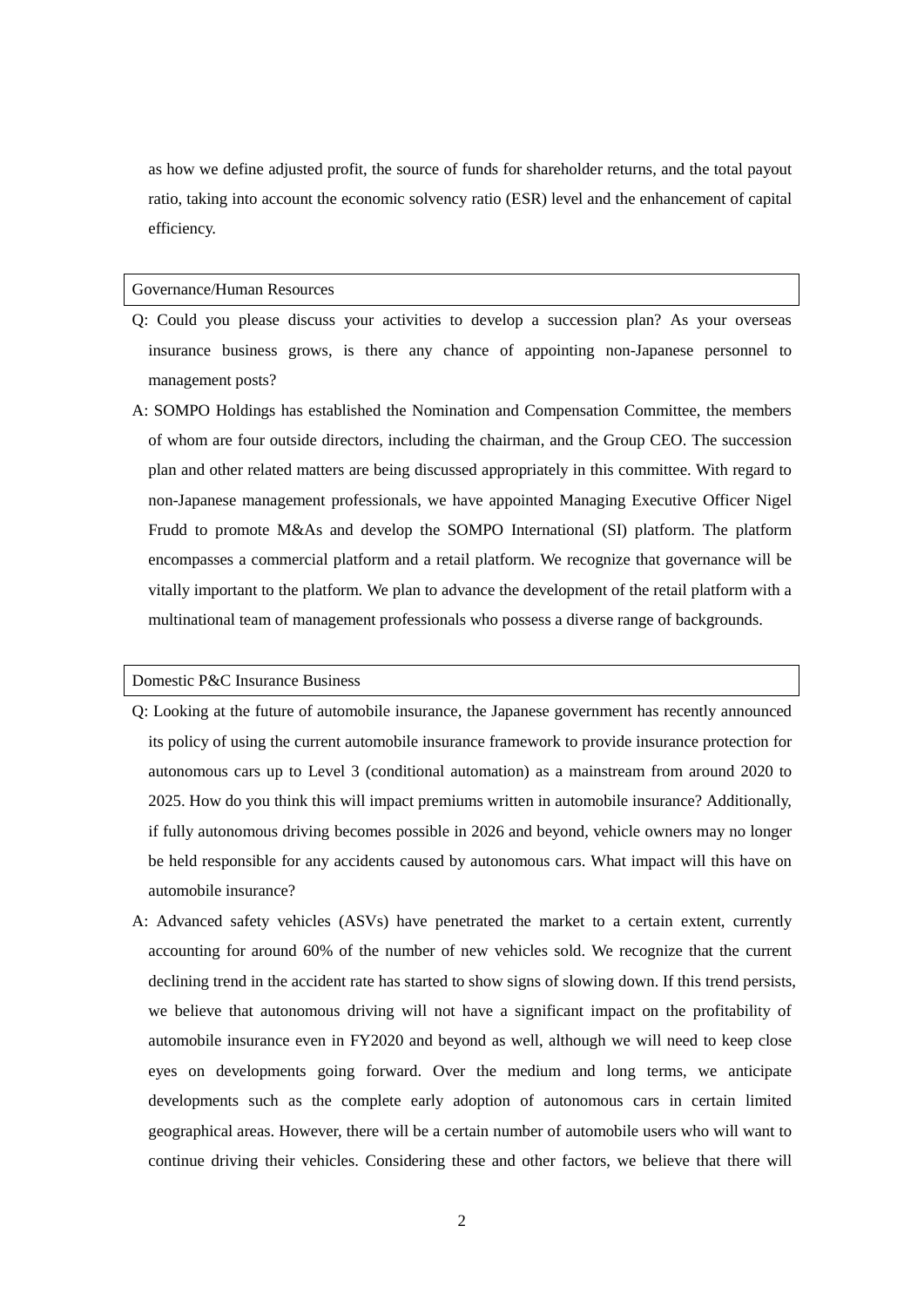as how we define adjusted profit, the source of funds for shareholder returns, and the total payout ratio, taking into account the economic solvency ratio (ESR) level and the enhancement of capital efficiency.

## Governance/Human Resources

Q: Could you please discuss your activities to develop a succession plan? As your overseas insurance business grows, is there any chance of appointing non-Japanese personnel to management posts?

A: SOMPO Holdings has established the Nomination and Compensation Committee, the members of whom are four outside directors, including the chairman, and the Group CEO. The succession plan and other related matters are being discussed appropriately in this committee. With regard to non-Japanese management professionals, we have appointed Managing Executive Officer Nigel Frudd to promote M&As and develop the SOMPO International (SI) platform. The platform encompasses a commercial platform and a retail platform. We recognize that governance will be vitally important to the platform. We plan to advance the development of the retail platform with a multinational team of management professionals who possess a diverse range of backgrounds.

## Domestic P&C Insurance Business

Q: Looking at the future of automobile insurance, the Japanese government has recently announced its policy of using the current automobile insurance framework to provide insurance protection for autonomous cars up to Level 3 (conditional automation) as a mainstream from around 2020 to 2025. How do you think this will impact premiums written in automobile insurance? Additionally, if fully autonomous driving becomes possible in 2026 and beyond, vehicle owners may no longer be held responsible for any accidents caused by autonomous cars. What impact will this have on automobile insurance?

A: Advanced safety vehicles (ASVs) have penetrated the market to a certain extent, currently accounting for around 60% of the number of new vehicles sold. We recognize that the current declining trend in the accident rate has started to show signs of slowing down. If this trend persists, we believe that autonomous driving will not have a significant impact on the profitability of automobile insurance even in FY2020 and beyond as well, although we will need to keep close eyes on developments going forward. Over the medium and long terms, we anticipate developments such as the complete early adoption of autonomous cars in certain limited geographical areas. However, there will be a certain number of automobile users who will want to continue driving their vehicles. Considering these and other factors, we believe that there will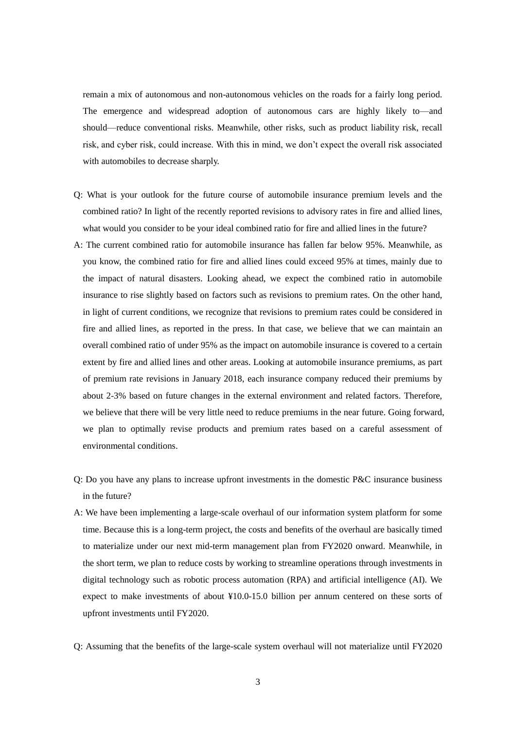remain a mix of autonomous and non-autonomous vehicles on the roads for a fairly long period. The emergence and widespread adoption of autonomous cars are highly likely to—and should—reduce conventional risks. Meanwhile, other risks, such as product liability risk, recall risk, and cyber risk, could increase. With this in mind, we don't expect the overall risk associated with automobiles to decrease sharply.

Q: What is your outlook for the future course of automobile insurance premium levels and the combined ratio? In light of the recently reported revisions to advisory rates in fire and allied lines, what would you consider to be your ideal combined ratio for fire and allied lines in the future?

A: The current combined ratio for automobile insurance has fallen far below 95%. Meanwhile, as you know, the combined ratio for fire and allied lines could exceed 95% at times, mainly due to the impact of natural disasters. Looking ahead, we expect the combined ratio in automobile insurance to rise slightly based on factors such as revisions to premium rates. On the other hand, in light of current conditions, we recognize that revisions to premium rates could be considered in fire and allied lines, as reported in the press. In that case, we believe that we can maintain an overall combined ratio of under 95% as the impact on automobile insurance is covered to a certain extent by fire and allied lines and other areas. Looking at automobile insurance premiums, as part of premium rate revisions in January 2018, each insurance company reduced their premiums by about 2-3% based on future changes in the external environment and related factors. Therefore, we believe that there will be very little need to reduce premiums in the near future. Going forward, we plan to optimally revise products and premium rates based on a careful assessment of environmental conditions.

Q: Do you have any plans to increase upfront investments in the domestic P&C insurance business in the future?

A: We have been implementing a large-scale overhaul of our information system platform for some time. Because this is a long-term project, the costs and benefits of the overhaul are basically timed to materialize under our next mid-term management plan from FY2020 onward. Meanwhile, in the short term, we plan to reduce costs by working to streamline operations through investments in digital technology such as robotic process automation (RPA) and artificial intelligence (AI). We expect to make investments of about ¥10.0-15.0 billion per annum centered on these sorts of upfront investments until FY2020.

Q: Assuming that the benefits of the large-scale system overhaul will not materialize until FY2020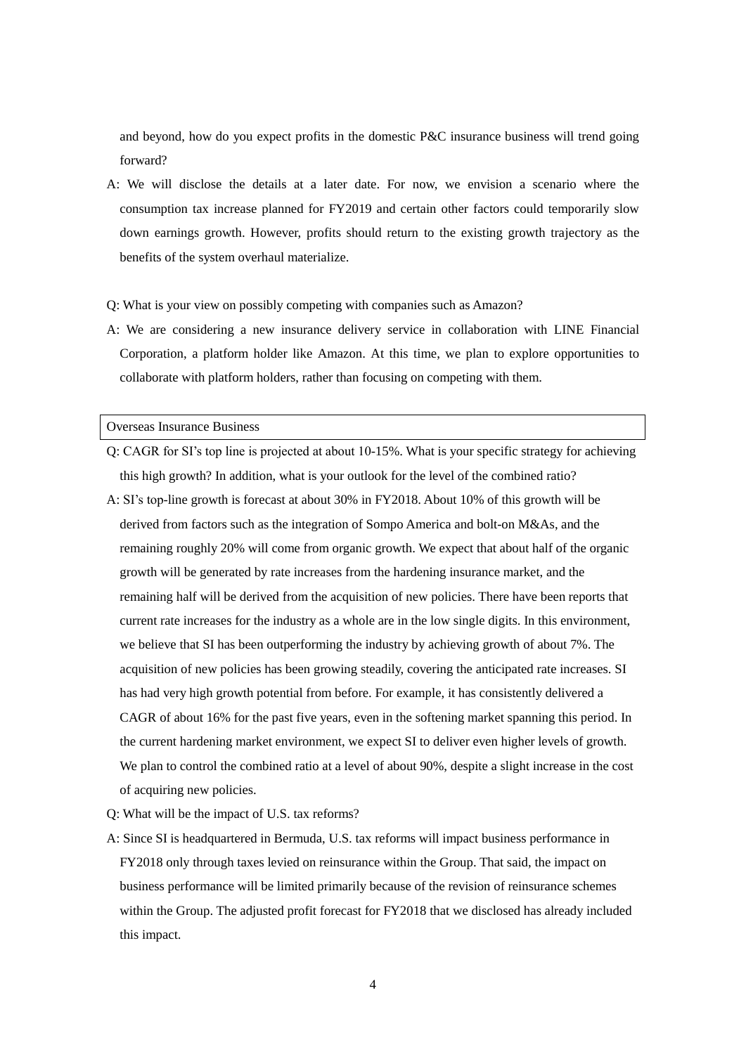and beyond, how do you expect profits in the domestic P&C insurance business will trend going forward?

A: We will disclose the details at a later date. For now, we envision a scenario where the consumption tax increase planned for FY2019 and certain other factors could temporarily slow down earnings growth. However, profits should return to the existing growth trajectory as the benefits of the system overhaul materialize.

Q: What is your view on possibly competing with companies such as Amazon?

A: We are considering a new insurance delivery service in collaboration with LINE Financial Corporation, a platform holder like Amazon. At this time, we plan to explore opportunities to collaborate with platform holders, rather than focusing on competing with them.

## Overseas Insurance Business

Q: CAGR for SI's top line is projected at about 10-15%. What is your specific strategy for achieving this high growth? In addition, what is your outlook for the level of the combined ratio?

A: SI's top-line growth is forecast at about 30% in FY2018. About 10% of this growth will be derived from factors such as the integration of Sompo America and bolt-on M&As, and the remaining roughly 20% will come from organic growth. We expect that about half of the organic growth will be generated by rate increases from the hardening insurance market, and the remaining half will be derived from the acquisition of new policies. There have been reports that current rate increases for the industry as a whole are in the low single digits. In this environment, we believe that SI has been outperforming the industry by achieving growth of about 7%. The acquisition of new policies has been growing steadily, covering the anticipated rate increases. SI has had very high growth potential from before. For example, it has consistently delivered a CAGR of about 16% for the past five years, even in the softening market spanning this period. In the current hardening market environment, we expect SI to deliver even higher levels of growth. We plan to control the combined ratio at a level of about 90%, despite a slight increase in the cost of acquiring new policies.

Q: What will be the impact of U.S. tax reforms?

A: Since SI is headquartered in Bermuda, U.S. tax reforms will impact business performance in FY2018 only through taxes levied on reinsurance within the Group. That said, the impact on business performance will be limited primarily because of the revision of reinsurance schemes within the Group. The adjusted profit forecast for FY2018 that we disclosed has already included this impact.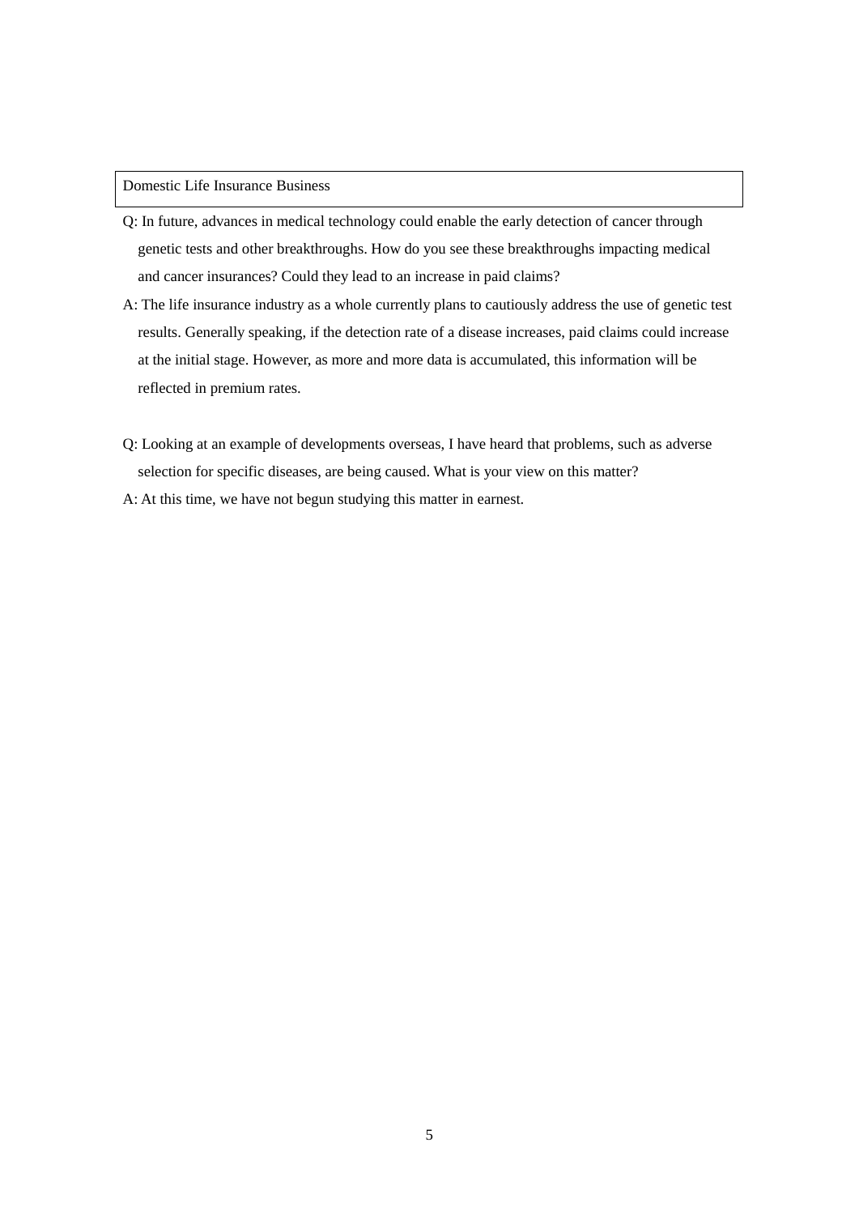## Domestic Life Insurance Business

Q: In future, advances in medical technology could enable the early detection of cancer through genetic tests and other breakthroughs. How do you see these breakthroughs impacting medical and cancer insurances? Could they lead to an increase in paid claims?

A: The life insurance industry as a whole currently plans to cautiously address the use of genetic test results. Generally speaking, if the detection rate of a disease increases, paid claims could increase at the initial stage. However, as more and more data is accumulated, this information will be reflected in premium rates.

Q: Looking at an example of developments overseas, I have heard that problems, such as adverse selection for specific diseases, are being caused. What is your view on this matter?

A: At this time, we have not begun studying this matter in earnest.